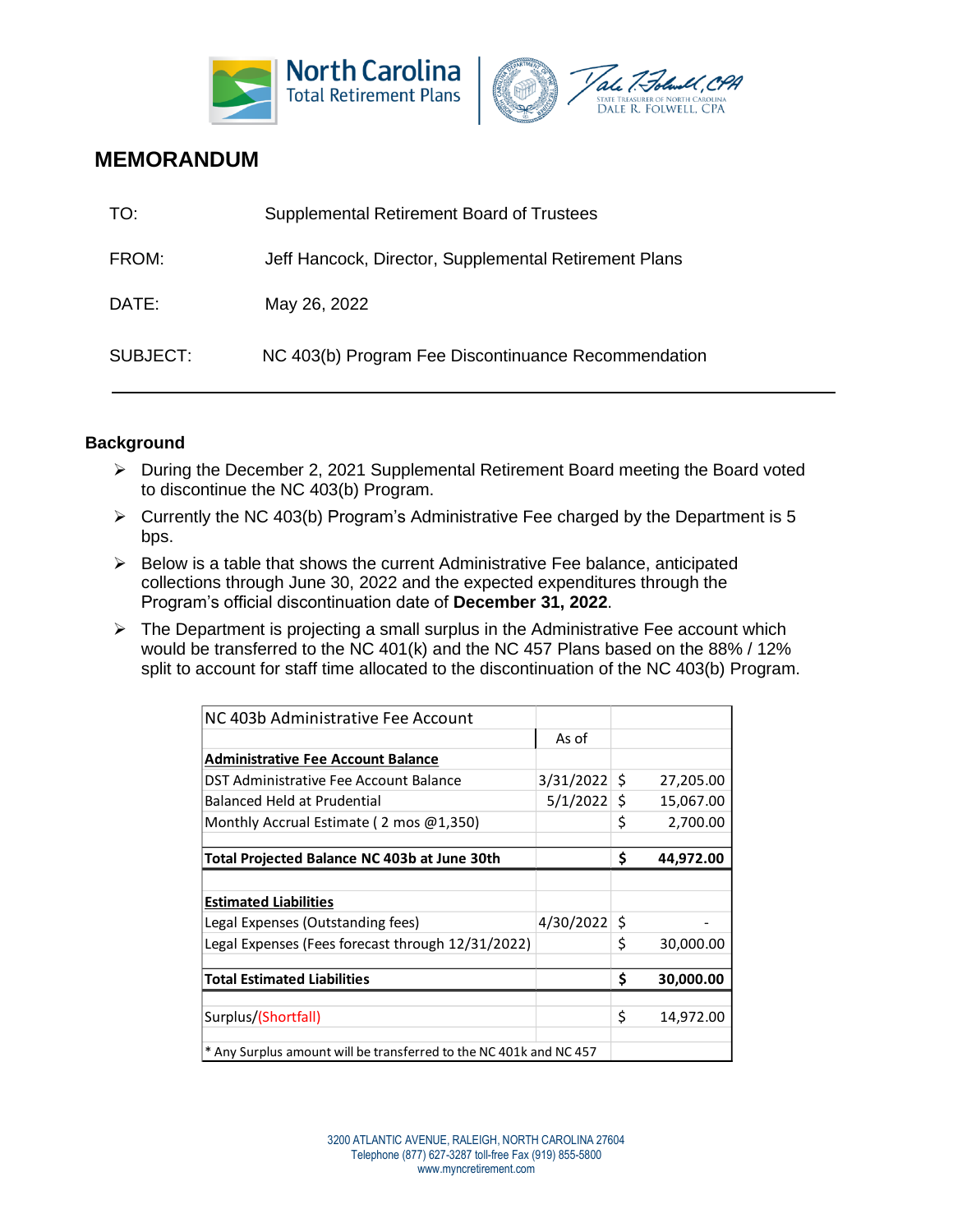# MEMORANDUM

TO: Supplemental Retirement Board of Trustees

FROM: Jeff Hancock, Director, Supplemental Retirement Plans

DATE: May 26, 2022

SUBJECT: NC 403(b) Program Fee Discontinuance Recommendation

---

## Background

- During the December 2, 2021 Supplemental Retirement Board meeting the Board voted to discontinue the NC 403(b) Program.
- Currently the NC 403(b) Program's Administrative Fee charged by the Department is 5 bps.
- Below is a table that shows the current Administrative Fee balance, anticipated collections through June 30, 2022 and the expected expenditures through the Program's official discontinuation date of **December 31, 2022**.
- The Department is projecting a small surplus in the Administrative Fee account which would be transferred to the NC 401(k) and the NC 457 Plans based on the 88% / 12% split to account for staff time allocated to the discontinuation of the NC 403(b) Program.

| NC 403b Administrative Fee Account | | |
|---|---|---|
| | As of | |
| **Administrative Fee Account Balance** | | |
| DST Administrative Fee Account Balance | 3/31/2022 | $ 27,205.00 |
| Balanced Held at Prudential | 5/1/2022 | $ 15,067.00 |
| Monthly Accrual Estimate ( 2 mos @1,350) | | $ 2,700.00 |
| | | |
| **Total Projected Balance NC 403b at June 30th** | | **$ 44,972.00** |
| | | |
| **Estimated Liabilities** | | |
| Legal Expenses (Outstanding fees) | 4/30/2022 | $ - |
| Legal Expenses (Fees forecast through 12/31/2022) | | $ 30,000.00 |
| | | |
| **Total Estimated Liabilities** | | **$ 30,000.00** |
| | | |
| Surplus/(Shortfall) | | $ 14,972.00 |
| | | |
| * Any Surplus amount will be transferred to the NC 401k and NC 457 | | |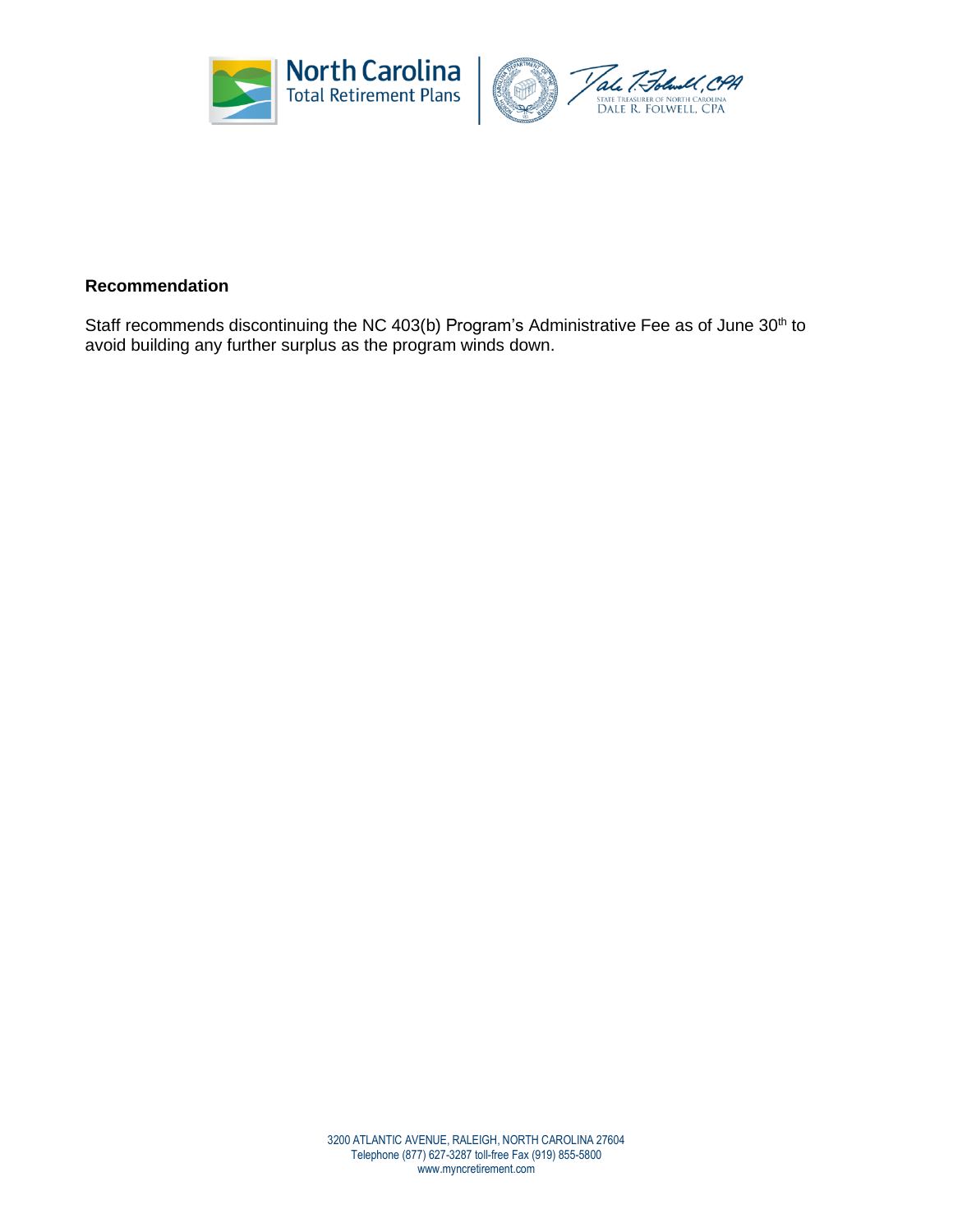**Recommendation**

Staff recommends discontinuing the NC 403(b) Program's Administrative Fee as of June 30th to avoid building any further surplus as the program winds down.